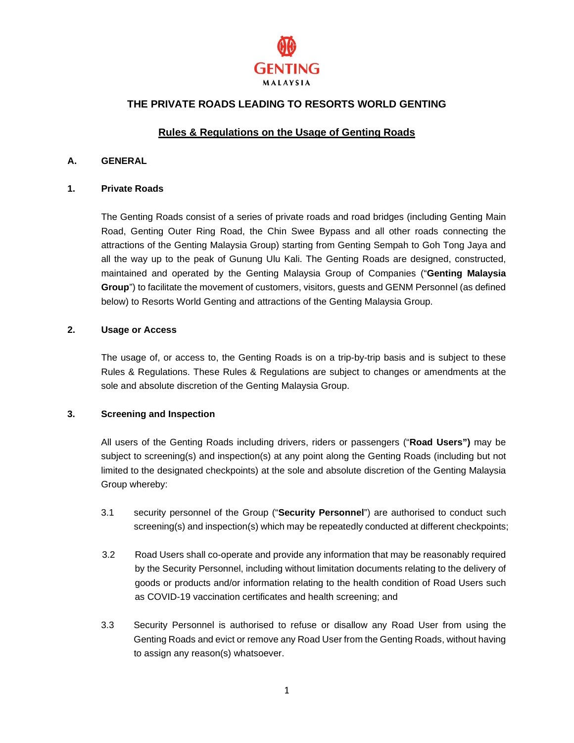GENTING MALAYSIA

# THE PRIVATE ROADS LEADING TO RESORTS WORLD GENTING

## Rules & Regulations on the Usage of Genting Roads

### A. GENERAL

#### 1. Private Roads

The Genting Roads consist of a series of private roads and road bridges (including Genting Main Road, Genting Outer Ring Road, the Chin Swee Bypass and all other roads connecting the attractions of the Genting Malaysia Group) starting from Genting Sempah to Goh Tong Jaya and all the way up to the peak of Gunung Ulu Kali. The Genting Roads are designed, constructed, maintained and operated by the Genting Malaysia Group of Companies ("**Genting Malaysia Group**") to facilitate the movement of customers, visitors, guests and GENM Personnel (as defined below) to Resorts World Genting and attractions of the Genting Malaysia Group.

#### 2. Usage or Access

The usage of, or access to, the Genting Roads is on a trip-by-trip basis and is subject to these Rules & Regulations. These Rules & Regulations are subject to changes or amendments at the sole and absolute discretion of the Genting Malaysia Group.

#### 3. Screening and Inspection

All users of the Genting Roads including drivers, riders or passengers ("**Road Users")** may be subject to screening(s) and inspection(s) at any point along the Genting Roads (including but not limited to the designated checkpoints) at the sole and absolute discretion of the Genting Malaysia Group whereby:

3.1 security personnel of the Group ("**Security Personnel**") are authorised to conduct such screening(s) and inspection(s) which may be repeatedly conducted at different checkpoints;

3.2 Road Users shall co-operate and provide any information that may be reasonably required by the Security Personnel, including without limitation documents relating to the delivery of goods or products and/or information relating to the health condition of Road Users such as COVID-19 vaccination certificates and health screening; and

3.3 Security Personnel is authorised to refuse or disallow any Road User from using the Genting Roads and evict or remove any Road User from the Genting Roads, without having to assign any reason(s) whatsoever.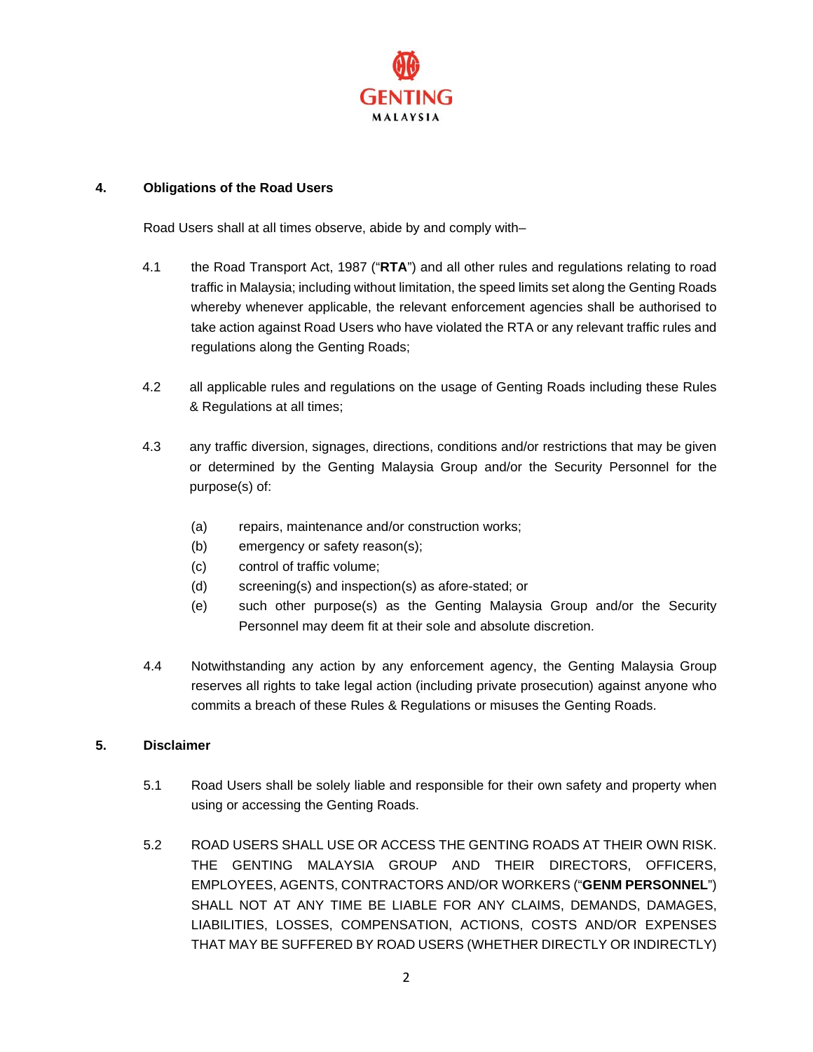## 4. Obligations of the Road Users

Road Users shall at all times observe, abide by and comply with–

4.1 the Road Transport Act, 1987 ("**RTA**") and all other rules and regulations relating to road traffic in Malaysia; including without limitation, the speed limits set along the Genting Roads whereby whenever applicable, the relevant enforcement agencies shall be authorised to take action against Road Users who have violated the RTA or any relevant traffic rules and regulations along the Genting Roads;

4.2 all applicable rules and regulations on the usage of Genting Roads including these Rules & Regulations at all times;

4.3 any traffic diversion, signages, directions, conditions and/or restrictions that may be given or determined by the Genting Malaysia Group and/or the Security Personnel for the purpose(s) of:

(a) repairs, maintenance and/or construction works;
(b) emergency or safety reason(s);
(c) control of traffic volume;
(d) screening(s) and inspection(s) as afore-stated; or
(e) such other purpose(s) as the Genting Malaysia Group and/or the Security Personnel may deem fit at their sole and absolute discretion.

4.4 Notwithstanding any action by any enforcement agency, the Genting Malaysia Group reserves all rights to take legal action (including private prosecution) against anyone who commits a breach of these Rules & Regulations or misuses the Genting Roads.

## 5. Disclaimer

5.1 Road Users shall be solely liable and responsible for their own safety and property when using or accessing the Genting Roads.

5.2 ROAD USERS SHALL USE OR ACCESS THE GENTING ROADS AT THEIR OWN RISK. THE GENTING MALAYSIA GROUP AND THEIR DIRECTORS, OFFICERS, EMPLOYEES, AGENTS, CONTRACTORS AND/OR WORKERS ("**GENM PERSONNEL**") SHALL NOT AT ANY TIME BE LIABLE FOR ANY CLAIMS, DEMANDS, DAMAGES, LIABILITIES, LOSSES, COMPENSATION, ACTIONS, COSTS AND/OR EXPENSES THAT MAY BE SUFFERED BY ROAD USERS (WHETHER DIRECTLY OR INDIRECTLY)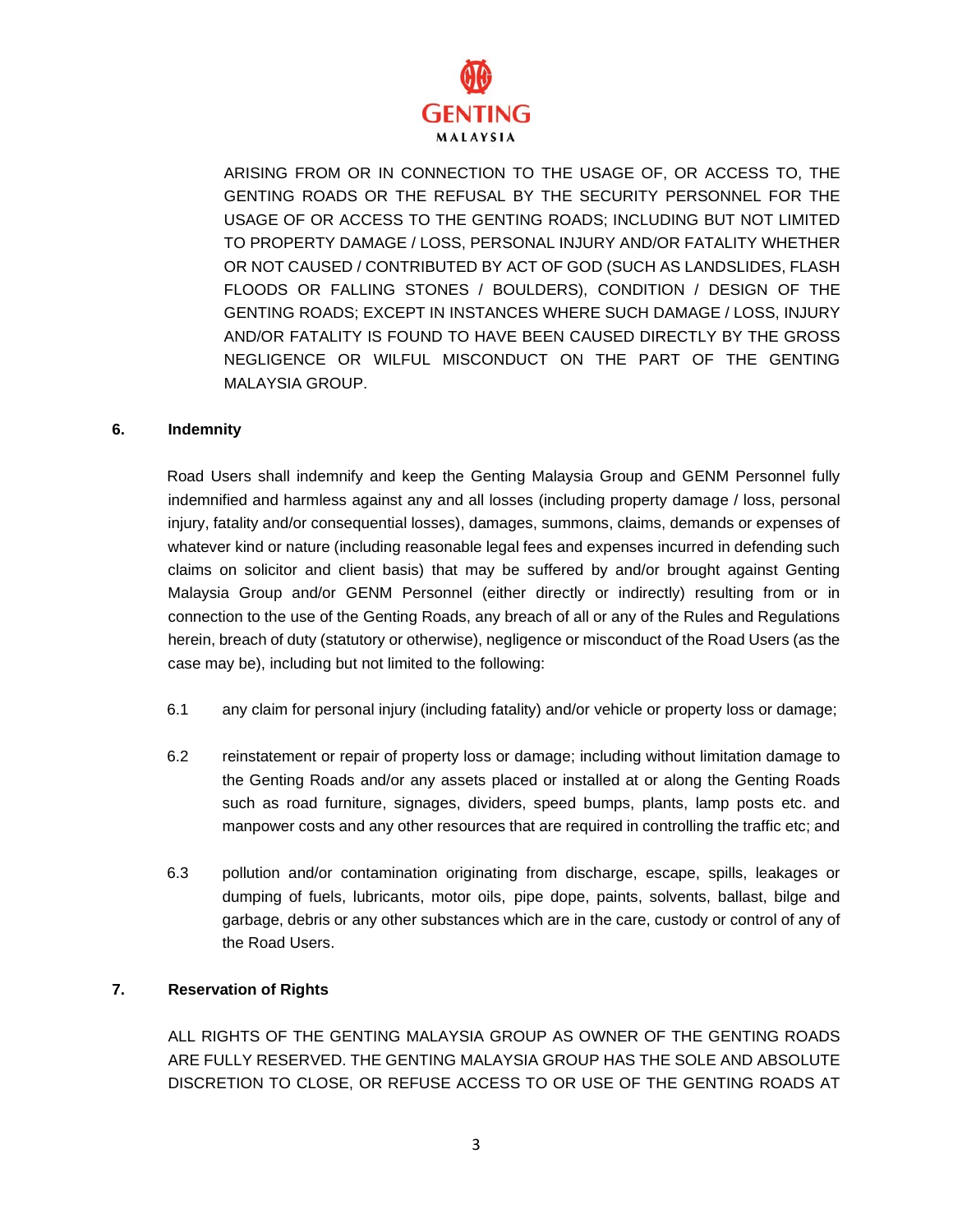ARISING FROM OR IN CONNECTION TO THE USAGE OF, OR ACCESS TO, THE GENTING ROADS OR THE REFUSAL BY THE SECURITY PERSONNEL FOR THE USAGE OF OR ACCESS TO THE GENTING ROADS; INCLUDING BUT NOT LIMITED TO PROPERTY DAMAGE / LOSS, PERSONAL INJURY AND/OR FATALITY WHETHER OR NOT CAUSED / CONTRIBUTED BY ACT OF GOD (SUCH AS LANDSLIDES, FLASH FLOODS OR FALLING STONES / BOULDERS), CONDITION / DESIGN OF THE GENTING ROADS; EXCEPT IN INSTANCES WHERE SUCH DAMAGE / LOSS, INJURY AND/OR FATALITY IS FOUND TO HAVE BEEN CAUSED DIRECTLY BY THE GROSS NEGLIGENCE OR WILFUL MISCONDUCT ON THE PART OF THE GENTING MALAYSIA GROUP.

## 6. Indemnity

Road Users shall indemnify and keep the Genting Malaysia Group and GENM Personnel fully indemnified and harmless against any and all losses (including property damage / loss, personal injury, fatality and/or consequential losses), damages, summons, claims, demands or expenses of whatever kind or nature (including reasonable legal fees and expenses incurred in defending such claims on solicitor and client basis) that may be suffered by and/or brought against Genting Malaysia Group and/or GENM Personnel (either directly or indirectly) resulting from or in connection to the use of the Genting Roads, any breach of all or any of the Rules and Regulations herein, breach of duty (statutory or otherwise), negligence or misconduct of the Road Users (as the case may be), including but not limited to the following:

6.1 any claim for personal injury (including fatality) and/or vehicle or property loss or damage;

6.2 reinstatement or repair of property loss or damage; including without limitation damage to the Genting Roads and/or any assets placed or installed at or along the Genting Roads such as road furniture, signages, dividers, speed bumps, plants, lamp posts etc. and manpower costs and any other resources that are required in controlling the traffic etc; and

6.3 pollution and/or contamination originating from discharge, escape, spills, leakages or dumping of fuels, lubricants, motor oils, pipe dope, paints, solvents, ballast, bilge and garbage, debris or any other substances which are in the care, custody or control of any of the Road Users.

## 7. Reservation of Rights

ALL RIGHTS OF THE GENTING MALAYSIA GROUP AS OWNER OF THE GENTING ROADS ARE FULLY RESERVED. THE GENTING MALAYSIA GROUP HAS THE SOLE AND ABSOLUTE DISCRETION TO CLOSE, OR REFUSE ACCESS TO OR USE OF THE GENTING ROADS AT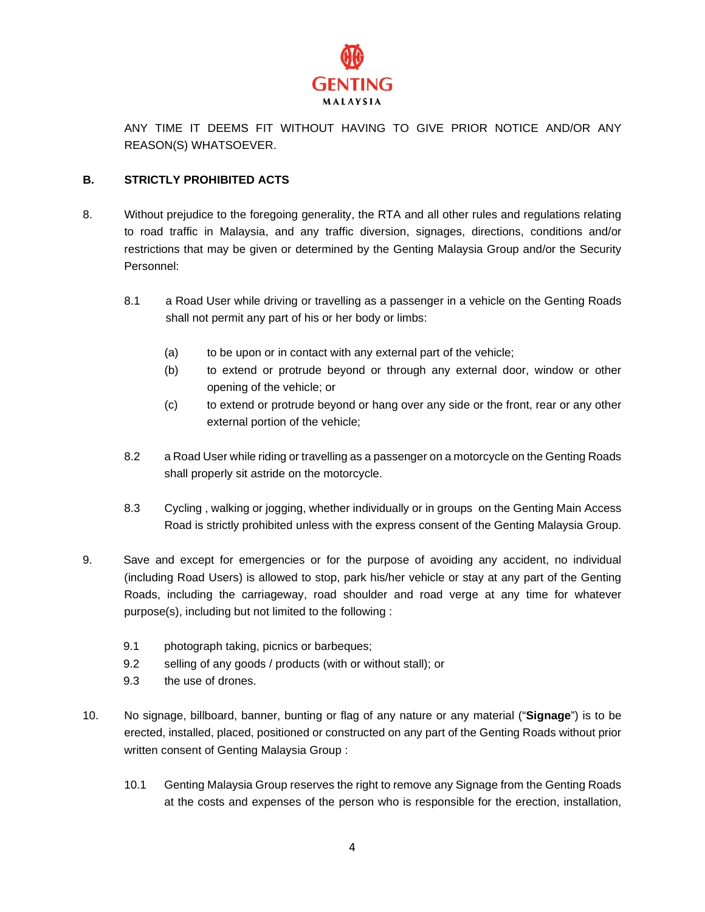ANY TIME IT DEEMS FIT WITHOUT HAVING TO GIVE PRIOR NOTICE AND/OR ANY REASON(S) WHATSOEVER.

## B. STRICTLY PROHIBITED ACTS

8. Without prejudice to the foregoing generality, the RTA and all other rules and regulations relating to road traffic in Malaysia, and any traffic diversion, signages, directions, conditions and/or restrictions that may be given or determined by the Genting Malaysia Group and/or the Security Personnel:

   8.1 a Road User while driving or travelling as a passenger in a vehicle on the Genting Roads shall not permit any part of his or her body or limbs:

      (a) to be upon or in contact with any external part of the vehicle;

      (b) to extend or protrude beyond or through any external door, window or other opening of the vehicle; or

      (c) to extend or protrude beyond or hang over any side or the front, rear or any other external portion of the vehicle;

   8.2 a Road User while riding or travelling as a passenger on a motorcycle on the Genting Roads shall properly sit astride on the motorcycle.

   8.3 Cycling , walking or jogging, whether individually or in groups on the Genting Main Access Road is strictly prohibited unless with the express consent of the Genting Malaysia Group.

9. Save and except for emergencies or for the purpose of avoiding any accident, no individual (including Road Users) is allowed to stop, park his/her vehicle or stay at any part of the Genting Roads, including the carriageway, road shoulder and road verge at any time for whatever purpose(s), including but not limited to the following :

   9.1 photograph taking, picnics or barbeques;

   9.2 selling of any goods / products (with or without stall); or

   9.3 the use of drones.

10. No signage, billboard, banner, bunting or flag of any nature or any material ("**Signage**") is to be erected, installed, placed, positioned or constructed on any part of the Genting Roads without prior written consent of Genting Malaysia Group :

   10.1 Genting Malaysia Group reserves the right to remove any Signage from the Genting Roads at the costs and expenses of the person who is responsible for the erection, installation,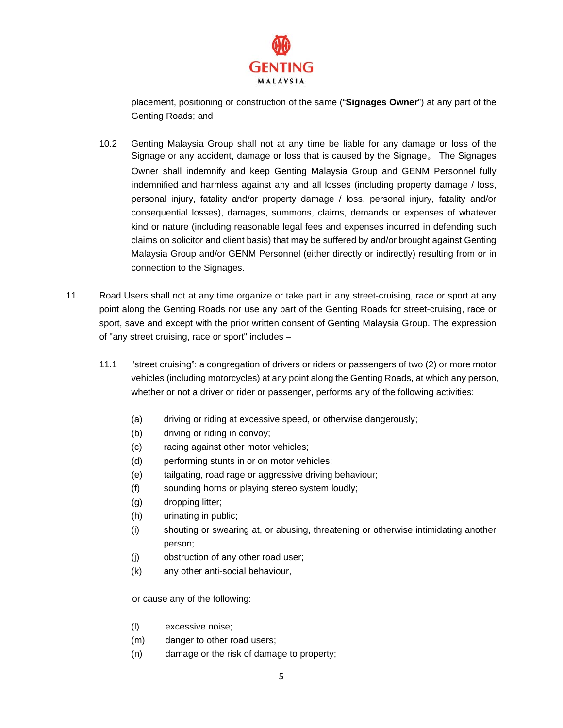placement, positioning or construction of the same ("**Signages Owner**") at any part of the Genting Roads; and

10.2 Genting Malaysia Group shall not at any time be liable for any damage or loss of the Signage or any accident, damage or loss that is caused by the Signage。 The Signages Owner shall indemnify and keep Genting Malaysia Group and GENM Personnel fully indemnified and harmless against any and all losses (including property damage / loss, personal injury, fatality and/or property damage / loss, personal injury, fatality and/or consequential losses), damages, summons, claims, demands or expenses of whatever kind or nature (including reasonable legal fees and expenses incurred in defending such claims on solicitor and client basis) that may be suffered by and/or brought against Genting Malaysia Group and/or GENM Personnel (either directly or indirectly) resulting from or in connection to the Signages.

11. Road Users shall not at any time organize or take part in any street-cruising, race or sport at any point along the Genting Roads nor use any part of the Genting Roads for street-cruising, race or sport, save and except with the prior written consent of Genting Malaysia Group. The expression of "any street cruising, race or sport" includes –

11.1 "street cruising": a congregation of drivers or riders or passengers of two (2) or more motor vehicles (including motorcycles) at any point along the Genting Roads, at which any person, whether or not a driver or rider or passenger, performs any of the following activities:

(a) driving or riding at excessive speed, or otherwise dangerously;
(b) driving or riding in convoy;
(c) racing against other motor vehicles;
(d) performing stunts in or on motor vehicles;
(e) tailgating, road rage or aggressive driving behaviour;
(f) sounding horns or playing stereo system loudly;
(g) dropping litter;
(h) urinating in public;
(i) shouting or swearing at, or abusing, threatening or otherwise intimidating another person;
(j) obstruction of any other road user;
(k) any other anti-social behaviour,

or cause any of the following:

(l) excessive noise;
(m) danger to other road users;
(n) damage or the risk of damage to property;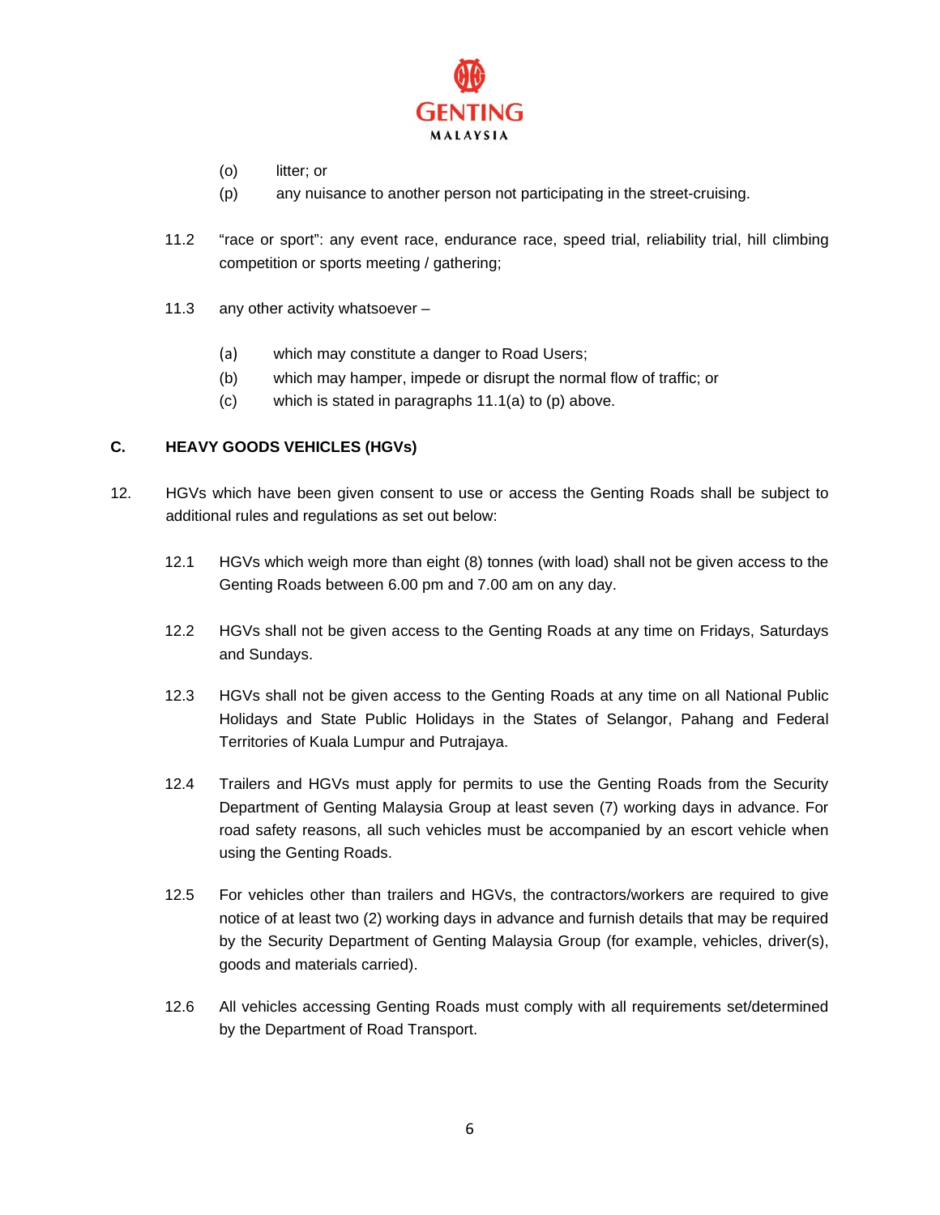(o) litter; or

(p) any nuisance to another person not participating in the street-cruising.

11.2 "race or sport": any event race, endurance race, speed trial, reliability trial, hill climbing competition or sports meeting / gathering;

11.3 any other activity whatsoever –

(a) which may constitute a danger to Road Users;

(b) which may hamper, impede or disrupt the normal flow of traffic; or

(c) which is stated in paragraphs 11.1(a) to (p) above.

## C. HEAVY GOODS VEHICLES (HGVs)

12. HGVs which have been given consent to use or access the Genting Roads shall be subject to additional rules and regulations as set out below:

12.1 HGVs which weigh more than eight (8) tonnes (with load) shall not be given access to the Genting Roads between 6.00 pm and 7.00 am on any day.

12.2 HGVs shall not be given access to the Genting Roads at any time on Fridays, Saturdays and Sundays.

12.3 HGVs shall not be given access to the Genting Roads at any time on all National Public Holidays and State Public Holidays in the States of Selangor, Pahang and Federal Territories of Kuala Lumpur and Putrajaya.

12.4 Trailers and HGVs must apply for permits to use the Genting Roads from the Security Department of Genting Malaysia Group at least seven (7) working days in advance. For road safety reasons, all such vehicles must be accompanied by an escort vehicle when using the Genting Roads.

12.5 For vehicles other than trailers and HGVs, the contractors/workers are required to give notice of at least two (2) working days in advance and furnish details that may be required by the Security Department of Genting Malaysia Group (for example, vehicles, driver(s), goods and materials carried).

12.6 All vehicles accessing Genting Roads must comply with all requirements set/determined by the Department of Road Transport.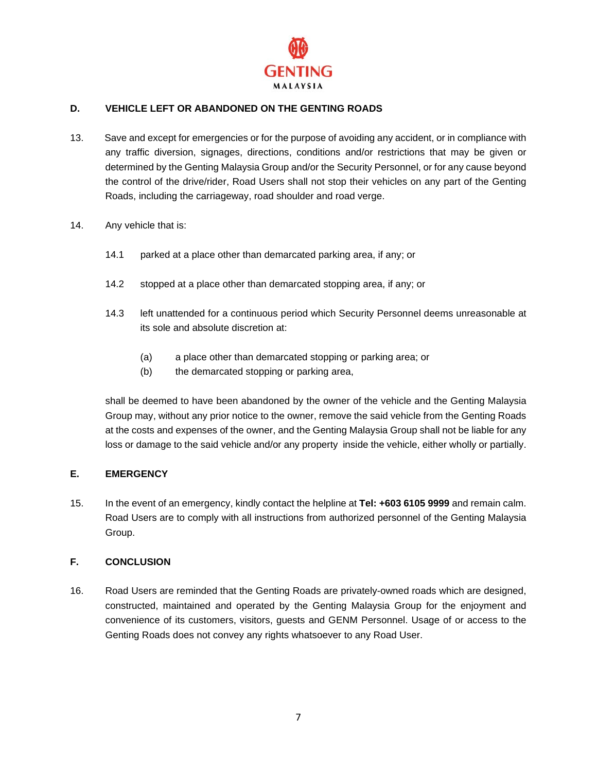## D. VEHICLE LEFT OR ABANDONED ON THE GENTING ROADS

13. Save and except for emergencies or for the purpose of avoiding any accident, or in compliance with any traffic diversion, signages, directions, conditions and/or restrictions that may be given or determined by the Genting Malaysia Group and/or the Security Personnel, or for any cause beyond the control of the drive/rider, Road Users shall not stop their vehicles on any part of the Genting Roads, including the carriageway, road shoulder and road verge.

14. Any vehicle that is:

    14.1 parked at a place other than demarcated parking area, if any; or

    14.2 stopped at a place other than demarcated stopping area, if any; or

    14.3 left unattended for a continuous period which Security Personnel deems unreasonable at its sole and absolute discretion at:

    (a) a place other than demarcated stopping or parking area; or
    (b) the demarcated stopping or parking area,

    shall be deemed to have been abandoned by the owner of the vehicle and the Genting Malaysia Group may, without any prior notice to the owner, remove the said vehicle from the Genting Roads at the costs and expenses of the owner, and the Genting Malaysia Group shall not be liable for any loss or damage to the said vehicle and/or any property inside the vehicle, either wholly or partially.

## E. EMERGENCY

15. In the event of an emergency, kindly contact the helpline at **Tel: +603 6105 9999** and remain calm. Road Users are to comply with all instructions from authorized personnel of the Genting Malaysia Group.

## F. CONCLUSION

16. Road Users are reminded that the Genting Roads are privately-owned roads which are designed, constructed, maintained and operated by the Genting Malaysia Group for the enjoyment and convenience of its customers, visitors, guests and GENM Personnel. Usage of or access to the Genting Roads does not convey any rights whatsoever to any Road User.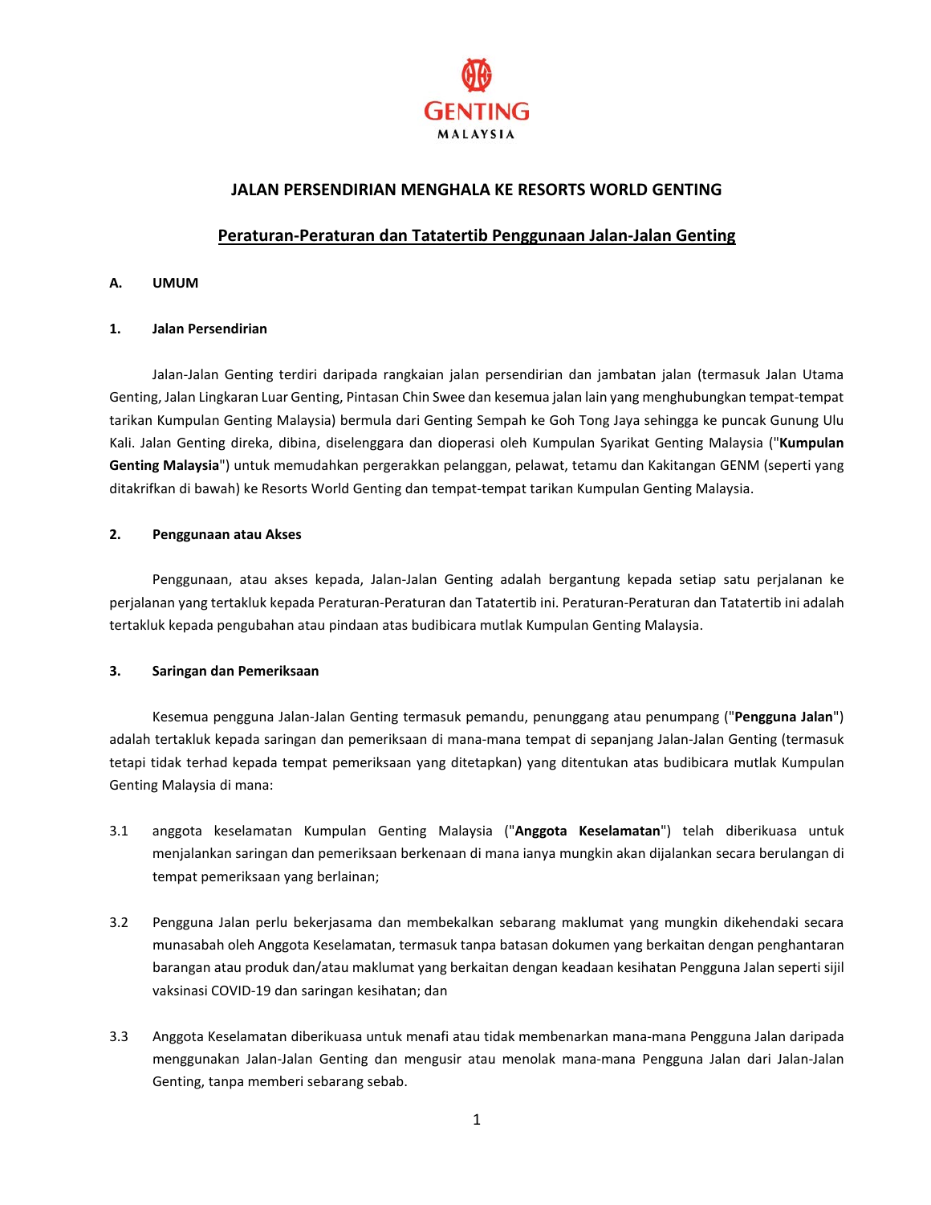GENTING MALAYSIA

# JALAN PERSENDIRIAN MENGHALA KE RESORTS WORLD GENTING

## Peraturan-Peraturan dan Tatatertib Penggunaan Jalan-Jalan Genting

### A. UMUM

### 1. Jalan Persendirian

Jalan-Jalan Genting terdiri daripada rangkaian jalan persendirian dan jambatan jalan (termasuk Jalan Utama Genting, Jalan Lingkaran Luar Genting, Pintasan Chin Swee dan kesemua jalan lain yang menghubungkan tempat-tempat tarikan Kumpulan Genting Malaysia) bermula dari Genting Sempah ke Goh Tong Jaya sehingga ke puncak Gunung Ulu Kali. Jalan Genting direka, dibina, diselenggara dan dioperasi oleh Kumpulan Syarikat Genting Malaysia ("**Kumpulan Genting Malaysia**") untuk memudahkan pergerakkan pelanggan, pelawat, tetamu dan Kakitangan GENM (seperti yang ditakrifkan di bawah) ke Resorts World Genting dan tempat-tempat tarikan Kumpulan Genting Malaysia.

### 2. Penggunaan atau Akses

Penggunaan, atau akses kepada, Jalan-Jalan Genting adalah bergantung kepada setiap satu perjalanan ke perjalanan yang tertakluk kepada Peraturan-Peraturan dan Tatatertib ini. Peraturan-Peraturan dan Tatatertib ini adalah tertakluk kepada pengubahan atau pindaan atas budibicara mutlak Kumpulan Genting Malaysia.

### 3. Saringan dan Pemeriksaan

Kesemua pengguna Jalan-Jalan Genting termasuk pemandu, penunggang atau penumpang ("**Pengguna Jalan**") adalah tertakluk kepada saringan dan pemeriksaan di mana-mana tempat di sepanjang Jalan-Jalan Genting (termasuk tetapi tidak terhad kepada tempat pemeriksaan yang ditetapkan) yang ditentukan atas budibicara mutlak Kumpulan Genting Malaysia di mana:

3.1 anggota keselamatan Kumpulan Genting Malaysia ("**Anggota Keselamatan**") telah diberikuasa untuk menjalankan saringan dan pemeriksaan berkenaan di mana ianya mungkin akan dijalankan secara berulangan di tempat pemeriksaan yang berlainan;

3.2 Pengguna Jalan perlu bekerjasama dan membekalkan sebarang maklumat yang mungkin dikehendaki secara munasabah oleh Anggota Keselamatan, termasuk tanpa batasan dokumen yang berkaitan dengan penghantaran barangan atau produk dan/atau maklumat yang berkaitan dengan keadaan kesihatan Pengguna Jalan seperti sijil vaksinasi COVID-19 dan saringan kesihatan; dan

3.3 Anggota Keselamatan diberikuasa untuk menafi atau tidak membenarkan mana-mana Pengguna Jalan daripada menggunakan Jalan-Jalan Genting dan mengusir atau menolak mana-mana Pengguna Jalan dari Jalan-Jalan Genting, tanpa memberi sebarang sebab.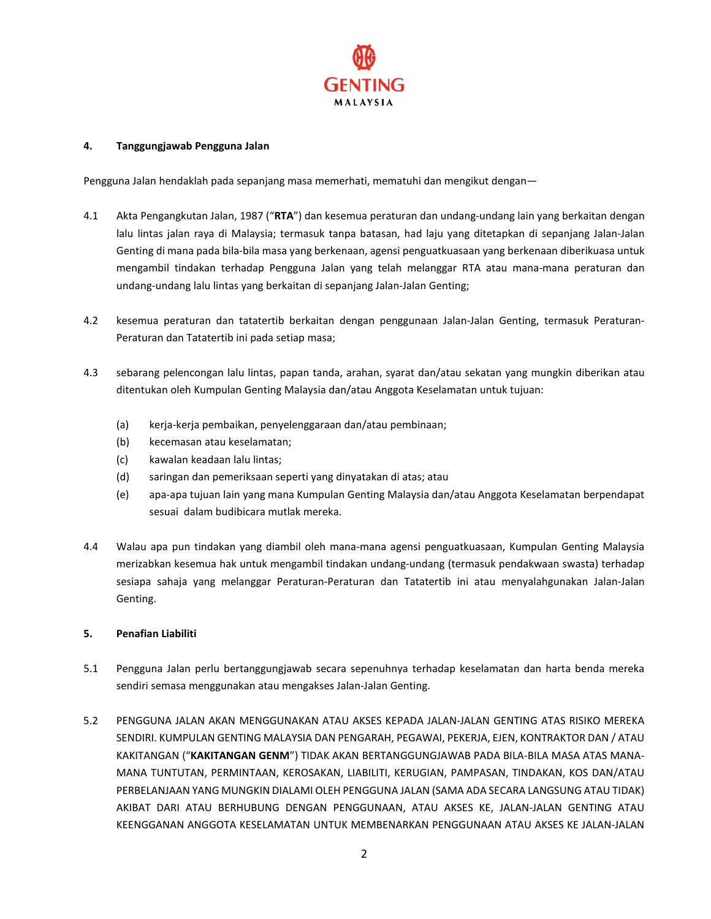## 4. Tanggungjawab Pengguna Jalan

Pengguna Jalan hendaklah pada sepanjang masa memerhati, mematuhi dan mengikut dengan—

4.1 Akta Pengangkutan Jalan, 1987 ("**RTA**") dan kesemua peraturan dan undang-undang lain yang berkaitan dengan lalu lintas jalan raya di Malaysia; termasuk tanpa batasan, had laju yang ditetapkan di sepanjang Jalan-Jalan Genting di mana pada bila-bila masa yang berkenaan, agensi penguatkuasaan yang berkenaan diberikuasa untuk mengambil tindakan terhadap Pengguna Jalan yang telah melanggar RTA atau mana-mana peraturan dan undang-undang lalu lintas yang berkaitan di sepanjang Jalan-Jalan Genting;

4.2 kesemua peraturan dan tatatertib berkaitan dengan penggunaan Jalan-Jalan Genting, termasuk Peraturan-Peraturan dan Tatatertib ini pada setiap masa;

4.3 sebarang pelencongan lalu lintas, papan tanda, arahan, syarat dan/atau sekatan yang mungkin diberikan atau ditentukan oleh Kumpulan Genting Malaysia dan/atau Anggota Keselamatan untuk tujuan:

(a) kerja-kerja pembaikan, penyelenggaraan dan/atau pembinaan;

(b) kecemasan atau keselamatan;

(c) kawalan keadaan lalu lintas;

(d) saringan dan pemeriksaan seperti yang dinyatakan di atas; atau

(e) apa-apa tujuan lain yang mana Kumpulan Genting Malaysia dan/atau Anggota Keselamatan berpendapat sesuai dalam budibicara mutlak mereka.

4.4 Walau apa pun tindakan yang diambil oleh mana-mana agensi penguatkuasaan, Kumpulan Genting Malaysia merizabkan kesemua hak untuk mengambil tindakan undang-undang (termasuk pendakwaan swasta) terhadap sesiapa sahaja yang melanggar Peraturan-Peraturan dan Tatatertib ini atau menyalahgunakan Jalan-Jalan Genting.

## 5. Penafian Liabiliti

5.1 Pengguna Jalan perlu bertanggungjawab secara sepenuhnya terhadap keselamatan dan harta benda mereka sendiri semasa menggunakan atau mengakses Jalan-Jalan Genting.

5.2 PENGGUNA JALAN AKAN MENGGUNAKAN ATAU AKSES KEPADA JALAN-JALAN GENTING ATAS RISIKO MEREKA SENDIRI. KUMPULAN GENTING MALAYSIA DAN PENGARAH, PEGAWAI, PEKERJA, EJEN, KONTRAKTOR DAN / ATAU KAKITANGAN ("**KAKITANGAN GENM**") TIDAK AKAN BERTANGGUNGJAWAB PADA BILA-BILA MASA ATAS MANA-MANA TUNTUTAN, PERMINTAAN, KEROSAKAN, LIABILITI, KERUGIAN, PAMPASAN, TINDAKAN, KOS DAN/ATAU PERBELANJAAN YANG MUNGKIN DIALAMI OLEH PENGGUNA JALAN (SAMA ADA SECARA LANGSUNG ATAU TIDAK) AKIBAT DARI ATAU BERHUBUNG DENGAN PENGGUNAAN, ATAU AKSES KE, JALAN-JALAN GENTING ATAU KEENGGANAN ANGGOTA KESELAMATAN UNTUK MEMBENARKAN PENGGUNAAN ATAU AKSES KE JALAN-JALAN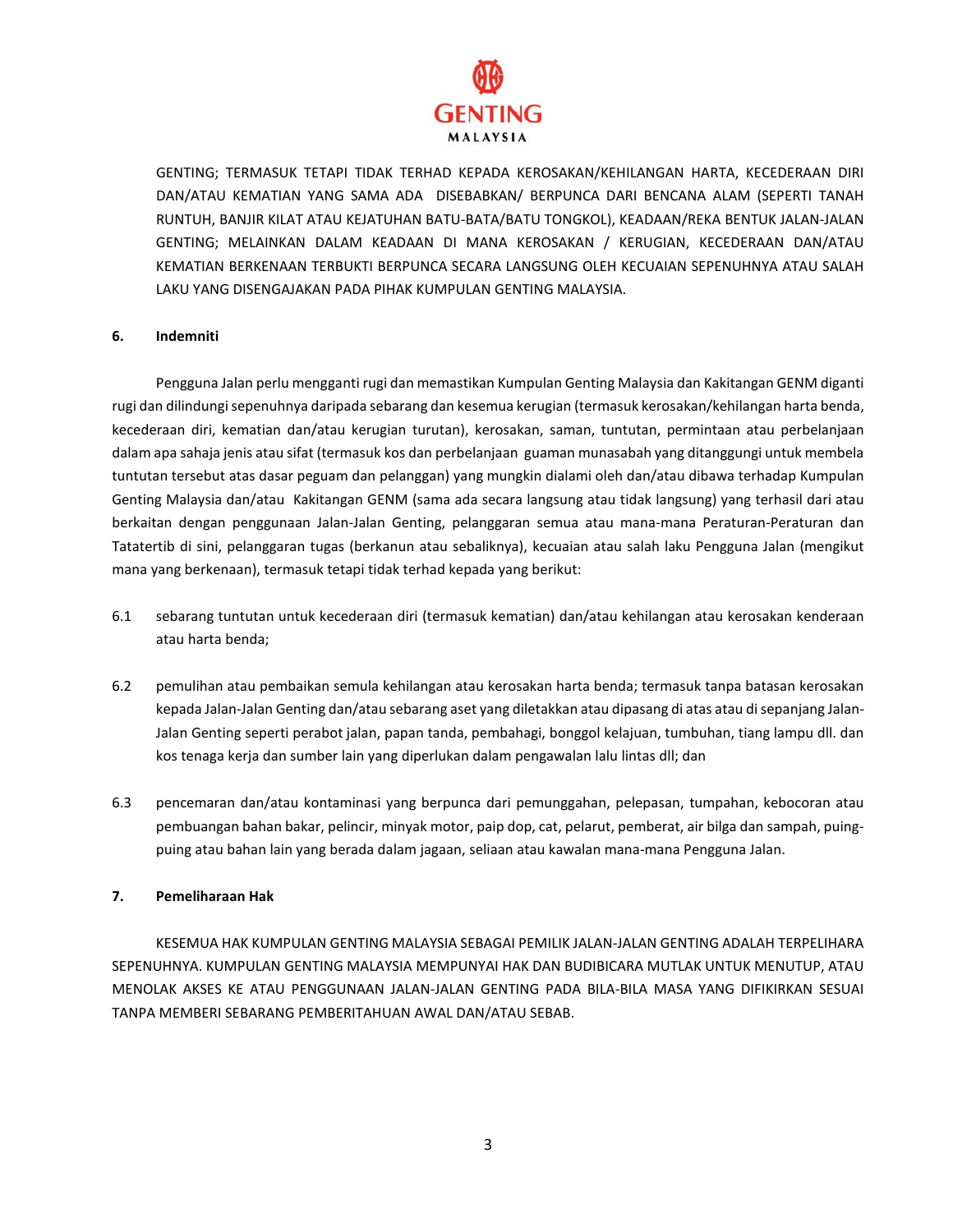GENTING; TERMASUK TETAPI TIDAK TERHAD KEPADA KEROSAKAN/KEHILANGAN HARTA, KECEDERAAN DIRI DAN/ATAU KEMATIAN YANG SAMA ADA DISEBABKAN/ BERPUNCA DARI BENCANA ALAM (SEPERTI TANAH RUNTUH, BANJIR KILAT ATAU KEJATUHAN BATU-BATA/BATU TONGKOL), KEADAAN/REKA BENTUK JALAN-JALAN GENTING; MELAINKAN DALAM KEADAAN DI MANA KEROSAKAN / KERUGIAN, KECEDERAAN DAN/ATAU KEMATIAN BERKENAAN TERBUKTI BERPUNCA SECARA LANGSUNG OLEH KECUAIAN SEPENUHNYA ATAU SALAH LAKU YANG DISENGAJAKAN PADA PIHAK KUMPULAN GENTING MALAYSIA.

**6. Indemniti**

Pengguna Jalan perlu mengganti rugi dan memastikan Kumpulan Genting Malaysia dan Kakitangan GENM diganti rugi dan dilindungi sepenuhnya daripada sebarang dan kesemua kerugian (termasuk kerosakan/kehilangan harta benda, kecederaan diri, kematian dan/atau kerugian turutan), kerosakan, saman, tuntutan, permintaan atau perbelanjaan dalam apa sahaja jenis atau sifat (termasuk kos dan perbelanjaan guaman munasabah yang ditanggungi untuk membela tuntutan tersebut atas dasar peguam dan pelanggan) yang mungkin dialami oleh dan/atau dibawa terhadap Kumpulan Genting Malaysia dan/atau Kakitangan GENM (sama ada secara langsung atau tidak langsung) yang terhasil dari atau berkaitan dengan penggunaan Jalan-Jalan Genting, pelanggaran semua atau mana-mana Peraturan-Peraturan dan Tatatertib di sini, pelanggaran tugas (berkanun atau sebaliknya), kecuaian atau salah laku Pengguna Jalan (mengikut mana yang berkenaan), termasuk tetapi tidak terhad kepada yang berikut:

6.1 sebarang tuntutan untuk kecederaan diri (termasuk kematian) dan/atau kehilangan atau kerosakan kenderaan atau harta benda;

6.2 pemulihan atau pembaikan semula kehilangan atau kerosakan harta benda; termasuk tanpa batasan kerosakan kepada Jalan-Jalan Genting dan/atau sebarang aset yang diletakkan atau dipasang di atas atau di sepanjang Jalan-Jalan Genting seperti perabot jalan, papan tanda, pembahagi, bonggol kelajuan, tumbuhan, tiang lampu dll. dan kos tenaga kerja dan sumber lain yang diperlukan dalam pengawalan lalu lintas dll; dan

6.3 pencemaran dan/atau kontaminasi yang berpunca dari pemunggahan, pelepasan, tumpahan, kebocoran atau pembuangan bahan bakar, pelincir, minyak motor, paip dop, cat, pelarut, pemberat, air bilga dan sampah, puing-puing atau bahan lain yang berada dalam jagaan, seliaan atau kawalan mana-mana Pengguna Jalan.

**7. Pemeliharaan Hak**

KESEMUA HAK KUMPULAN GENTING MALAYSIA SEBAGAI PEMILIK JALAN-JALAN GENTING ADALAH TERPELIHARA SEPENUHNYA. KUMPULAN GENTING MALAYSIA MEMPUNYAI HAK DAN BUDIBICARA MUTLAK UNTUK MENUTUP, ATAU MENOLAK AKSES KE ATAU PENGGUNAAN JALAN-JALAN GENTING PADA BILA-BILA MASA YANG DIFIKIRKAN SESUAI TANPA MEMBERI SEBARANG PEMBERITAHUAN AWAL DAN/ATAU SEBAB.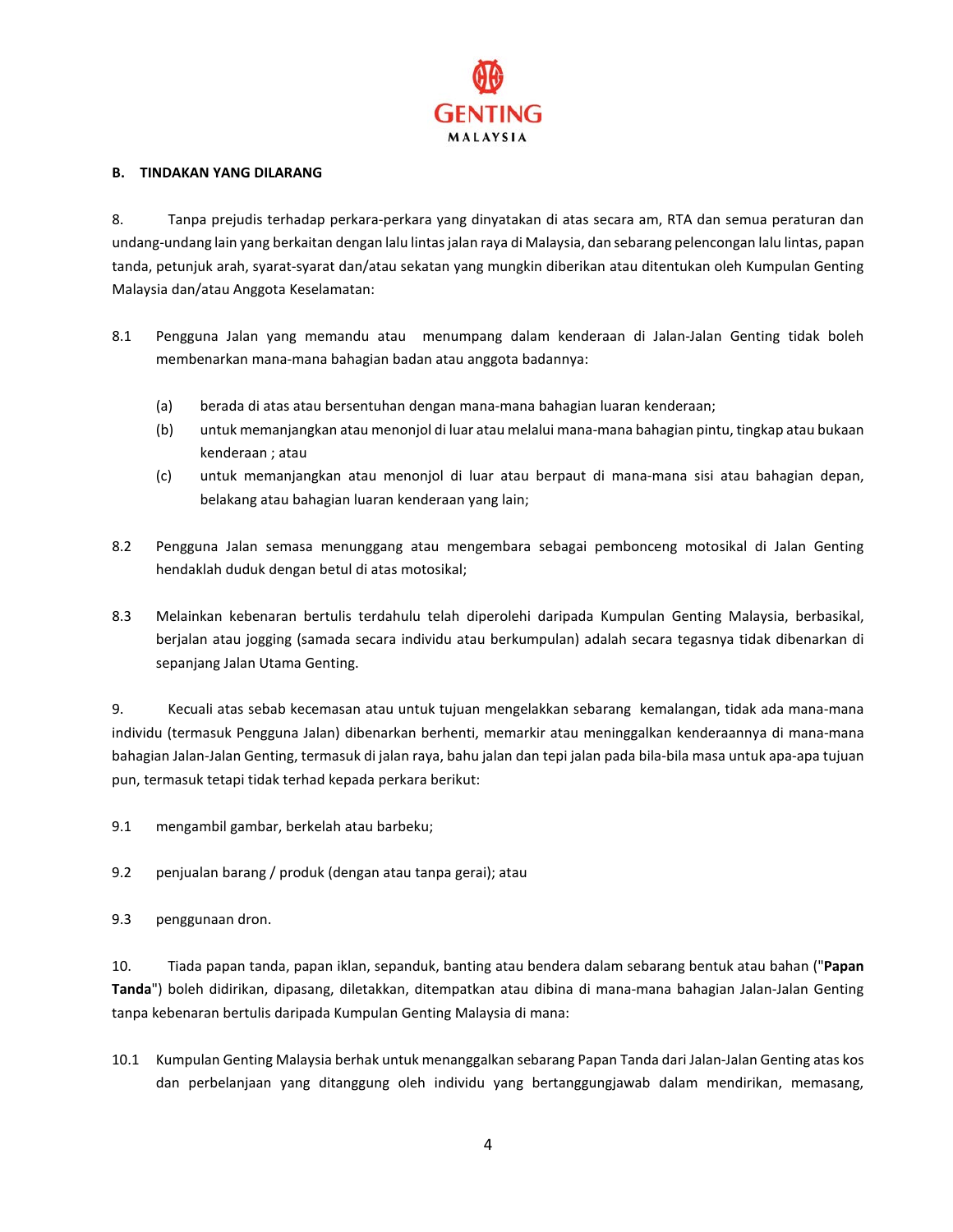### B. TINDAKAN YANG DILARANG

8. Tanpa prejudis terhadap perkara-perkara yang dinyatakan di atas secara am, RTA dan semua peraturan dan undang-undang lain yang berkaitan dengan lalu lintas jalan raya di Malaysia, dan sebarang pelencongan lalu lintas, papan tanda, petunjuk arah, syarat-syarat dan/atau sekatan yang mungkin diberikan atau ditentukan oleh Kumpulan Genting Malaysia dan/atau Anggota Keselamatan:

8.1 Pengguna Jalan yang memandu atau menumpang dalam kenderaan di Jalan-Jalan Genting tidak boleh membenarkan mana-mana bahagian badan atau anggota badannya:

- (a) berada di atas atau bersentuhan dengan mana-mana bahagian luaran kenderaan;
- (b) untuk memanjangkan atau menonjol di luar atau melalui mana-mana bahagian pintu, tingkap atau bukaan kenderaan ; atau
- (c) untuk memanjangkan atau menonjol di luar atau berpaut di mana-mana sisi atau bahagian depan, belakang atau bahagian luaran kenderaan yang lain;

8.2 Pengguna Jalan semasa menunggang atau mengembara sebagai pembonceng motosikal di Jalan Genting hendaklah duduk dengan betul di atas motosikal;

8.3 Melainkan kebenaran bertulis terdahulu telah diperolehi daripada Kumpulan Genting Malaysia, berbasikal, berjalan atau jogging (samada secara individu atau berkumpulan) adalah secara tegasnya tidak dibenarkan di sepanjang Jalan Utama Genting.

9. Kecuali atas sebab kecemasan atau untuk tujuan mengelakkan sebarang kemalangan, tidak ada mana-mana individu (termasuk Pengguna Jalan) dibenarkan berhenti, memarkir atau meninggalkan kenderaannya di mana-mana bahagian Jalan-Jalan Genting, termasuk di jalan raya, bahu jalan dan tepi jalan pada bila-bila masa untuk apa-apa tujuan pun, termasuk tetapi tidak terhad kepada perkara berikut:

9.1 mengambil gambar, berkelah atau barbeku;

9.2 penjualan barang / produk (dengan atau tanpa gerai); atau

9.3 penggunaan dron.

10. Tiada papan tanda, papan iklan, sepanduk, banting atau bendera dalam sebarang bentuk atau bahan ("**Papan Tanda**") boleh didirikan, dipasang, diletakkan, ditempatkan atau dibina di mana-mana bahagian Jalan-Jalan Genting tanpa kebenaran bertulis daripada Kumpulan Genting Malaysia di mana:

10.1 Kumpulan Genting Malaysia berhak untuk menanggalkan sebarang Papan Tanda dari Jalan-Jalan Genting atas kos dan perbelanjaan yang ditanggung oleh individu yang bertanggungjawab dalam mendirikan, memasang,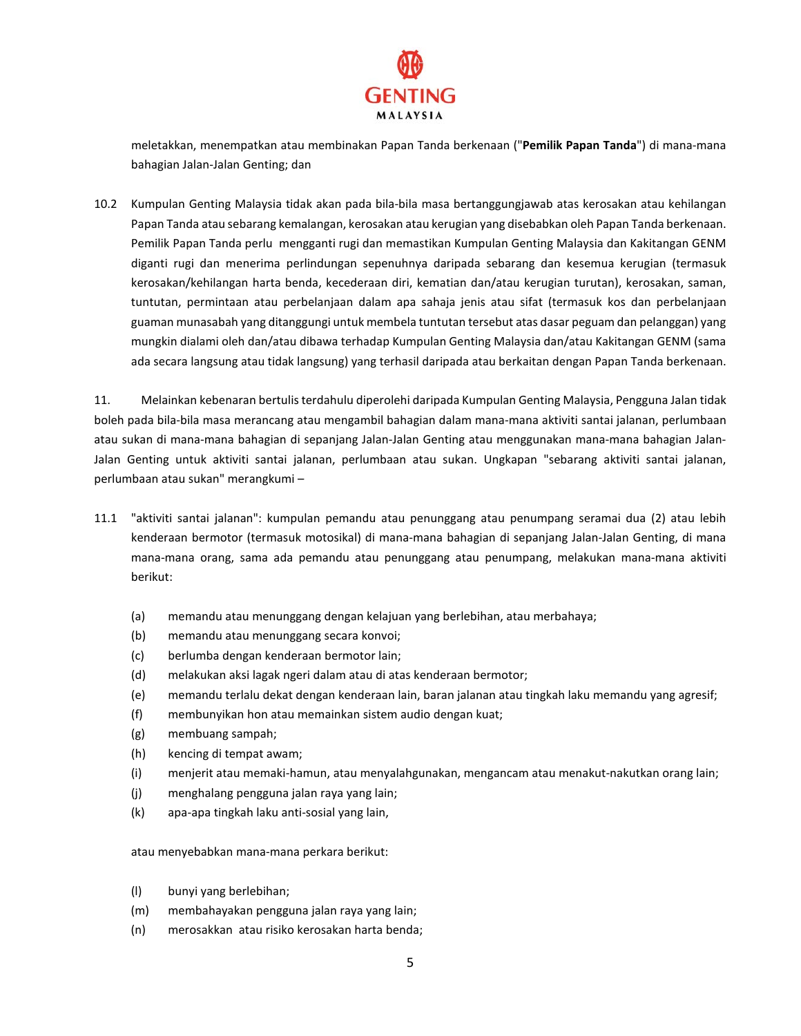meletakkan, menempatkan atau membinakan Papan Tanda berkenaan ("**Pemilik Papan Tanda**") di mana-mana bahagian Jalan-Jalan Genting; dan

10.2 Kumpulan Genting Malaysia tidak akan pada bila-bila masa bertanggungjawab atas kerosakan atau kehilangan Papan Tanda atau sebarang kemalangan, kerosakan atau kerugian yang disebabkan oleh Papan Tanda berkenaan. Pemilik Papan Tanda perlu mengganti rugi dan memastikan Kumpulan Genting Malaysia dan Kakitangan GENM diganti rugi dan menerima perlindungan sepenuhnya daripada sebarang dan kesemua kerugian (termasuk kerosakan/kehilangan harta benda, kecederaan diri, kematian dan/atau kerugian turutan), kerosakan, saman, tuntutan, permintaan atau perbelanjaan dalam apa sahaja jenis atau sifat (termasuk kos dan perbelanjaan guaman munasabah yang ditanggungi untuk membela tuntutan tersebut atas dasar peguam dan pelanggan) yang mungkin dialami oleh dan/atau dibawa terhadap Kumpulan Genting Malaysia dan/atau Kakitangan GENM (sama ada secara langsung atau tidak langsung) yang terhasil daripada atau berkaitan dengan Papan Tanda berkenaan.

11. Melainkan kebenaran bertulis terdahulu diperolehi daripada Kumpulan Genting Malaysia, Pengguna Jalan tidak boleh pada bila-bila masa merancang atau mengambil bahagian dalam mana-mana aktiviti santai jalanan, perlumbaan atau sukan di mana-mana bahagian di sepanjang Jalan-Jalan Genting atau menggunakan mana-mana bahagian Jalan-Jalan Genting untuk aktiviti santai jalanan, perlumbaan atau sukan. Ungkapan "sebarang aktiviti santai jalanan, perlumbaan atau sukan" merangkumi –

11.1 "aktiviti santai jalanan": kumpulan pemandu atau penunggang atau penumpang seramai dua (2) atau lebih kenderaan bermotor (termasuk motosikal) di mana-mana bahagian di sepanjang Jalan-Jalan Genting, di mana mana-mana orang, sama ada pemandu atau penunggang atau penumpang, melakukan mana-mana aktiviti berikut:

(a) memandu atau menunggang dengan kelajuan yang berlebihan, atau merbahaya;
(b) memandu atau menunggang secara konvoi;
(c) berlumba dengan kenderaan bermotor lain;
(d) melakukan aksi lagak ngeri dalam atau di atas kenderaan bermotor;
(e) memandu terlalu dekat dengan kenderaan lain, baran jalanan atau tingkah laku memandu yang agresif;
(f) membunyikan hon atau memainkan sistem audio dengan kuat;
(g) membuang sampah;
(h) kencing di tempat awam;
(i) menjerit atau memaki-hamun, atau menyalahgunakan, mengancam atau menakut-nakutkan orang lain;
(j) menghalang pengguna jalan raya yang lain;
(k) apa-apa tingkah laku anti-sosial yang lain,

atau menyebabkan mana-mana perkara berikut:

(l) bunyi yang berlebihan;
(m) membahayakan pengguna jalan raya yang lain;
(n) merosakkan atau risiko kerosakan harta benda;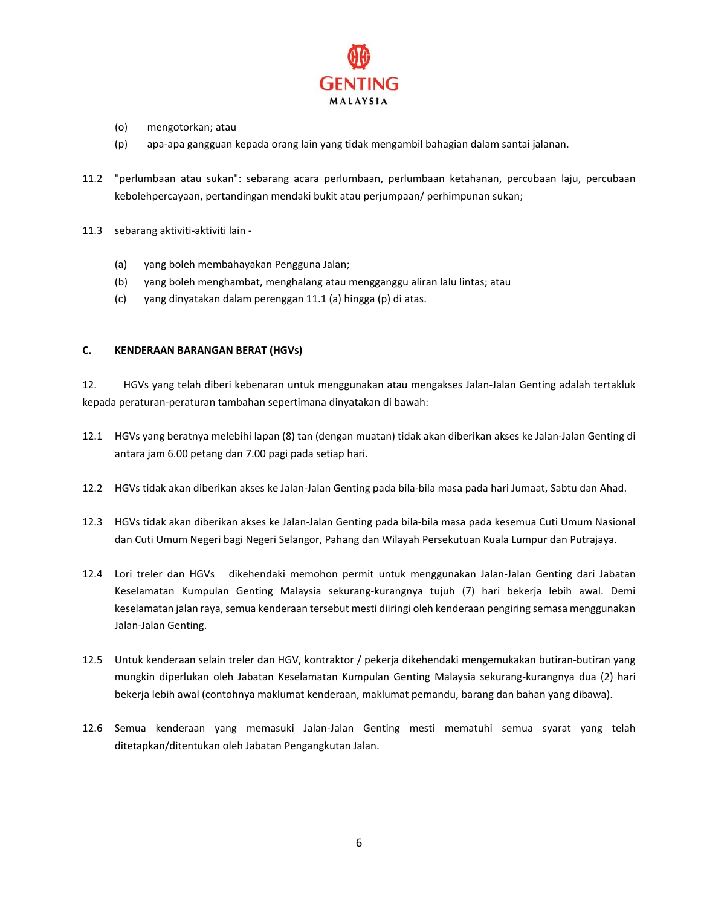(o) mengotorkan; atau

(p) apa-apa gangguan kepada orang lain yang tidak mengambil bahagian dalam santai jalanan.

11.2 "perlumbaan atau sukan": sebarang acara perlumbaan, perlumbaan ketahanan, percubaan laju, percubaan kebolehpercayaan, pertandingan mendaki bukit atau perjumpaan/ perhimpunan sukan;

11.3 sebarang aktiviti-aktiviti lain -

(a) yang boleh membahayakan Pengguna Jalan;

(b) yang boleh menghambat, menghalang atau mengganggu aliran lalu lintas; atau

(c) yang dinyatakan dalam perenggan 11.1 (a) hingga (p) di atas.

## C. KENDERAAN BARANGAN BERAT (HGVs)

12. HGVs yang telah diberi kebenaran untuk menggunakan atau mengakses Jalan-Jalan Genting adalah tertakluk kepada peraturan-peraturan tambahan sepertimana dinyatakan di bawah:

12.1 HGVs yang beratnya melebihi lapan (8) tan (dengan muatan) tidak akan diberikan akses ke Jalan-Jalan Genting di antara jam 6.00 petang dan 7.00 pagi pada setiap hari.

12.2 HGVs tidak akan diberikan akses ke Jalan-Jalan Genting pada bila-bila masa pada hari Jumaat, Sabtu dan Ahad.

12.3 HGVs tidak akan diberikan akses ke Jalan-Jalan Genting pada bila-bila masa pada kesemua Cuti Umum Nasional dan Cuti Umum Negeri bagi Negeri Selangor, Pahang dan Wilayah Persekutuan Kuala Lumpur dan Putrajaya.

12.4 Lori treler dan HGVs dikehendaki memohon permit untuk menggunakan Jalan-Jalan Genting dari Jabatan Keselamatan Kumpulan Genting Malaysia sekurang-kurangnya tujuh (7) hari bekerja lebih awal. Demi keselamatan jalan raya, semua kenderaan tersebut mesti diiringi oleh kenderaan pengiring semasa menggunakan Jalan-Jalan Genting.

12.5 Untuk kenderaan selain treler dan HGV, kontraktor / pekerja dikehendaki mengemukakan butiran-butiran yang mungkin diperlukan oleh Jabatan Keselamatan Kumpulan Genting Malaysia sekurang-kurangnya dua (2) hari bekerja lebih awal (contohnya maklumat kenderaan, maklumat pemandu, barang dan bahan yang dibawa).

12.6 Semua kenderaan yang memasuki Jalan-Jalan Genting mesti mematuhi semua syarat yang telah ditetapkan/ditentukan oleh Jabatan Pengangkutan Jalan.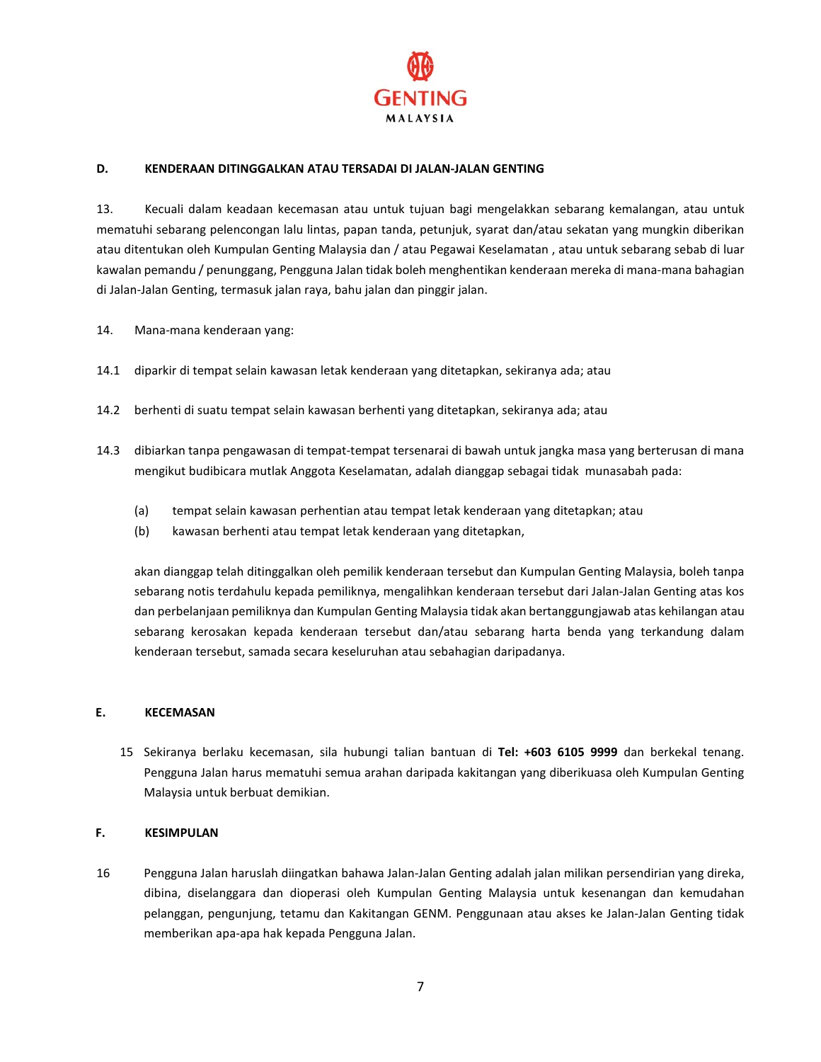## D. KENDERAAN DITINGGALKAN ATAU TERSADAI DI JALAN-JALAN GENTING

13. Kecuali dalam keadaan kecemasan atau untuk tujuan bagi mengelakkan sebarang kemalangan, atau untuk mematuhi sebarang pelencongan lalu lintas, papan tanda, petunjuk, syarat dan/atau sekatan yang mungkin diberikan atau ditentukan oleh Kumpulan Genting Malaysia dan / atau Pegawai Keselamatan , atau untuk sebarang sebab di luar kawalan pemandu / penunggang, Pengguna Jalan tidak boleh menghentikan kenderaan mereka di mana-mana bahagian di Jalan-Jalan Genting, termasuk jalan raya, bahu jalan dan pinggir jalan.

14. Mana-mana kenderaan yang:

14.1 diparkir di tempat selain kawasan letak kenderaan yang ditetapkan, sekiranya ada; atau

14.2 berhenti di suatu tempat selain kawasan berhenti yang ditetapkan, sekiranya ada; atau

14.3 dibiarkan tanpa pengawasan di tempat-tempat tersenarai di bawah untuk jangka masa yang berterusan di mana mengikut budibicara mutlak Anggota Keselamatan, adalah dianggap sebagai tidak munasabah pada:

(a) tempat selain kawasan perhentian atau tempat letak kenderaan yang ditetapkan; atau
(b) kawasan berhenti atau tempat letak kenderaan yang ditetapkan,

akan dianggap telah ditinggalkan oleh pemilik kenderaan tersebut dan Kumpulan Genting Malaysia, boleh tanpa sebarang notis terdahulu kepada pemiliknya, mengalihkan kenderaan tersebut dari Jalan-Jalan Genting atas kos dan perbelanjaan pemiliknya dan Kumpulan Genting Malaysia tidak akan bertanggungjawab atas kehilangan atau sebarang kerosakan kepada kenderaan tersebut dan/atau sebarang harta benda yang terkandung dalam kenderaan tersebut, samada secara keseluruhan atau sebahagian daripadanya.

## E. KECEMASAN

15 Sekiranya berlaku kecemasan, sila hubungi talian bantuan di **Tel: +603 6105 9999** dan berkekal tenang. Pengguna Jalan harus mematuhi semua arahan daripada kakitangan yang diberikuasa oleh Kumpulan Genting Malaysia untuk berbuat demikian.

## F. KESIMPULAN

16 Pengguna Jalan haruslah diingatkan bahawa Jalan-Jalan Genting adalah jalan milikan persendirian yang direka, dibina, diselanggara dan dioperasi oleh Kumpulan Genting Malaysia untuk kesenangan dan kemudahan pelanggan, pengunjung, tetamu dan Kakitangan GENM. Penggunaan atau akses ke Jalan-Jalan Genting tidak memberikan apa-apa hak kepada Pengguna Jalan.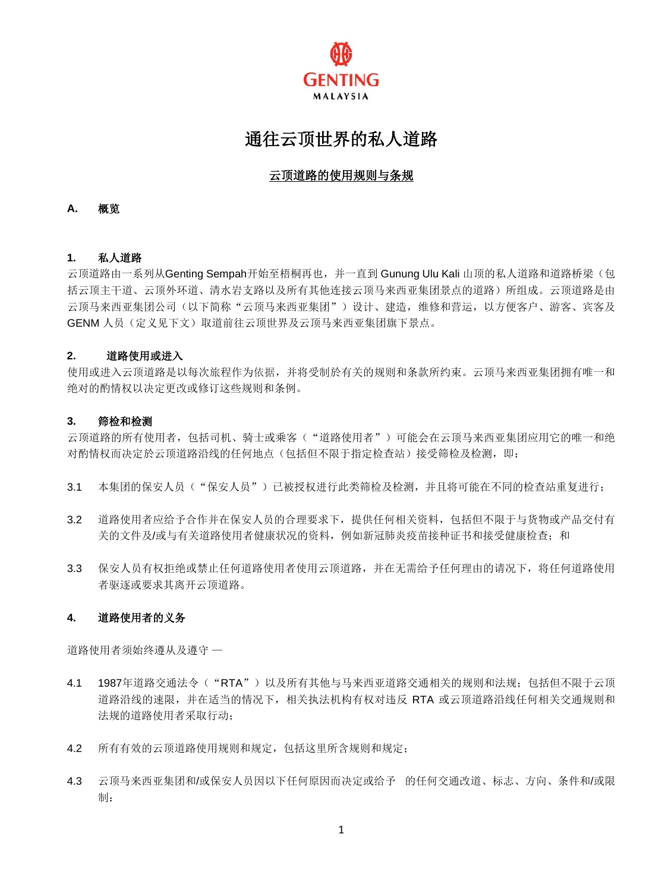GENTING MALAYSIA

# 通往云顶世界的私人道路

## 云顶道路的使用规则与条规

### A. 概览

**1. 私人道路**

云顶道路由一系列从Genting Sempah开始至梧桐再也，并一直到 Gunung Ulu Kali 山顶的私人道路和道路桥梁（包括云顶主干道、云顶外环道、清水岩支路以及所有其他连接云顶马来西亚集团景点的道路）所组成。云顶道路是由云顶马来西亚集团公司（以下简称“云顶马来西亚集团”）设计、建造，维修和营运，以方便客户、游客、宾客及 GENM 人员（定义见下文）取道前往云顶世界及云顶马来西亚集团旗下景点。

**2. 道路使用或进入**

使用或进入云顶道路是以每次旅程作为依据，并将受制於有关的规则和条款所约束。云顶马来西亚集团拥有唯一和绝对的酌情权以决定更改或修订这些规则和条例。

**3. 筛检和检测**

云顶道路的所有使用者，包括司机、骑士或乘客（“道路使用者”）可能会在云顶马来西亚集团应用它的唯一和绝对酌情权而决定於云顶道路沿线的任何地点（包括但不限于指定检查站）接受筛检及检测，即：

3.1 本集团的保安人员（“保安人员”）已被授权进行此类筛检及检测，并且将可能在不同的检查站重复进行；

3.2 道路使用者应给予合作并在保安人员的合理要求下，提供任何相关资料，包括但不限于与货物或产品交付有关的文件及/或与有关道路使用者健康状况的资料，例如新冠肺炎疫苗接种证书和接受健康检查；和

3.3 保安人员有权拒绝或禁止任何道路使用者使用云顶道路，并在无需给予任何理由的请况下，将任何道路使用者驱逐或要求其离开云顶道路。

**4. 道路使用者的义务**

道路使用者须始终遵从及遵守 —

4.1 1987年道路交通法令（“RTA”）以及所有其他与马来西亚道路交通相关的规则和法规；包括但不限于云顶道路沿线的速限，并在适当的情况下，相关执法机构有权对违反 RTA 或云顶道路沿线任何相关交通规则和法规的道路使用者采取行动；

4.2 所有有效的云顶道路使用规则和规定，包括这里所含规则和规定；

4.3 云顶马来西亚集团和/或保安人员因以下任何原因而决定或给予 的任何交通改道、标志、方向、条件和/或限制：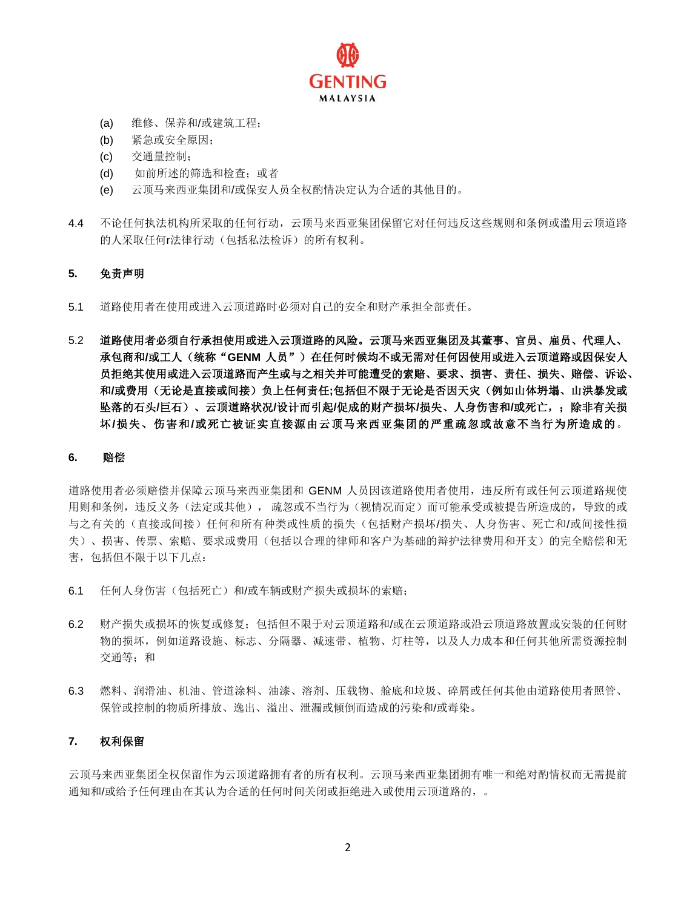(a) 维修、保养和/或建筑工程；
(b) 紧急或安全原因；
(c) 交通量控制；
(d) 如前所述的筛选和检查；或者
(e) 云顶马来西亚集团和/或保安人员全权酌情决定认为合适的其他目的。

4.4 不论任何执法机构所采取的任何行动，云顶马来西亚集团保留它对任何违反这些规则和条例或滥用云顶道路的人采取任何r法律行动（包括私法检诉）的所有权利。

**5. 免责声明**

5.1 道路使用者在使用或进入云顶道路时必须对自己的安全和财产承担全部责任。

5.2 **道路使用者必须自行承担使用或进入云顶道路的风险。云顶马来西亚集团及其董事、官员、雇员、代理人、承包商和/或工人（统称"GENM 人员"）在任何时候均不或无需对任何因使用或进入云顶道路或因保安人员拒绝其使用或进入云顶道路而产生或与之相关并可能遭受的索赔、要求、损害、责任、损失、赔偿、诉讼、和/或费用（无论是直接或间接）负上任何责任;包括但不限于无论是否因天灾（例如山体坍塌、山洪暴发或坠落的石头/巨石）、云顶道路状况/设计而引起/促成的财产损坏/损失、人身伤害和/或死亡，；除非有关损坏/损失、伤害和/或死亡被证实直接源由云顶马来西亚集团的严重疏忽或故意不当行为所造成的。**

**6. 赔偿**

道路使用者必须赔偿并保障云顶马来西亚集团和 GENM 人员因该道路使用者使用，违反所有或任何云顶道路规使用则和条例，违反义务（法定或其他）， 疏忽或不当行为（视情况而定）而可能承受或被提告所造成的，导致的或与之有关的（直接或间接）任何和所有种类或性质的损失（包括财产损坏/损失、人身伤害、死亡和/或间接性损失）、损害、传票、索赔、要求或费用（包括以合理的律师和客户为基础的辩护法律费用和开支）的完全赔偿和无害，包括但不限于以下几点：

6.1 任何人身伤害（包括死亡）和/或车辆或财产损失或损坏的索赔；

6.2 财产损失或损坏的恢复或修复；包括但不限于对云顶道路和/或在云顶道路或沿云顶道路放置或安装的任何财物的损坏，例如道路设施、标志、分隔器、减速带、植物、灯柱等，以及人力成本和任何其他所需资源控制交通等；和

6.3 燃料、润滑油、机油、管道涂料、油漆、溶剂、压载物、舱底和垃圾、碎屑或任何其他由道路使用者照管、保管或控制的物质所排放、逸出、溢出、泄漏或倾倒而造成的污染和/或毒染。

**7. 权利保留**

云顶马来西亚集团全权保留作为云顶道路拥有者的所有权利。云顶马来西亚集团拥有唯一和绝对酌情权而无需提前通知和/或给予任何理由在其认为合适的任何时间关闭或拒绝进入或使用云顶道路的，。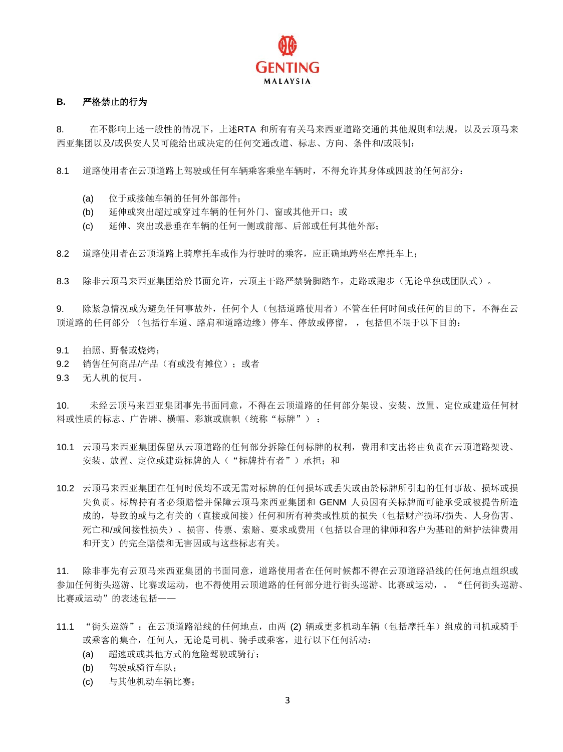## B. 严格禁止的行为

8. 在不影响上述一般性的情况下，上述RTA 和所有有关马来西亚道路交通的其他规则和法规，以及云顶马来西亚集团以及/或保安人员可能给出或决定的任何交通改道、标志、方向、条件和/或限制：

8.1 道路使用者在云顶道路上驾驶或任何车辆乘客乘坐车辆时，不得允许其身体或四肢的任何部分：

- (a) 位于或接触车辆的任何外部部件；
- (b) 延伸或突出超过或穿过车辆的任何外门、窗或其他开口；或
- (c) 延伸、突出或悬垂在车辆的任何一侧或前部、后部或任何其他外部；

8.2 道路使用者在云顶道路上骑摩托车或作为行驶时的乘客，应正确地跨坐在摩托车上；

8.3 除非云顶马来西亚集团给於书面允许，云顶主干路严禁骑脚踏车，走路或跑步（无论单独或团队式）。

9. 除紧急情况或为避免任何事故外，任何个人（包括道路使用者）不管在任何时间或任何的目的下，不得在云顶道路的任何部分 （包括行车道、路肩和道路边缘）停车、停放或停留， ，包括但不限于以下目的：

9.1 拍照、野餐或烧烤；
9.2 销售任何商品/产品（有或没有摊位）；或者
9.3 无人机的使用。

10. 未经云顶马来西亚集团事先书面同意，不得在云顶道路的任何部分架设、安装、放置、定位或建造任何材料或性质的标志、广告牌、横幅、彩旗或旗帜（统称“标牌”） ：

10.1 云顶马来西亚集团保留从云顶道路的任何部分拆除任何标牌的权利，费用和支出将由负责在云顶道路架设、安装、放置、定位或建造标牌的人（“标牌持有者”）承担；和

10.2 云顶马来西亚集团在任何时候均不或无需对标牌的任何损坏或丢失或由於标牌所引起的任何事故、损坏或损失负责。标牌持有者必须赔偿并保障云顶马来西亚集团和 GENM 人员因有关标牌而可能承受或被提告所造成的，导致的或与之有关的（直接或间接）任何和所有种类或性质的损失（包括财产损坏/损失、人身伤害、死亡和/或间接性损失）、损害、传票、索赔、要求或费用（包括以合理的律师和客户为基础的辩护法律费用和开支）的完全赔偿和无害因或与这些标志有关。

11. 除非事先有云顶马来西亚集团的书面同意，道路使用者在任何时候都不得在云顶道路沿线的任何地点组织或参加任何街头巡游、比赛或运动，也不得使用云顶道路的任何部分进行街头巡游、比赛或运动，。 “任何街头巡游、比赛或运动”的表述包括——

11.1 “街头巡游”：在云顶道路沿线的任何地点，由两 (2) 辆或更多机动车辆（包括摩托车）组成的司机或骑手或乘客的集合，任何人，无论是司机、骑手或乘客，进行以下任何活动：

- (a) 超速或或其他方式的危险驾驶或骑行；
- (b) 驾驶或骑行车队；
- (c) 与其他机动车辆比赛；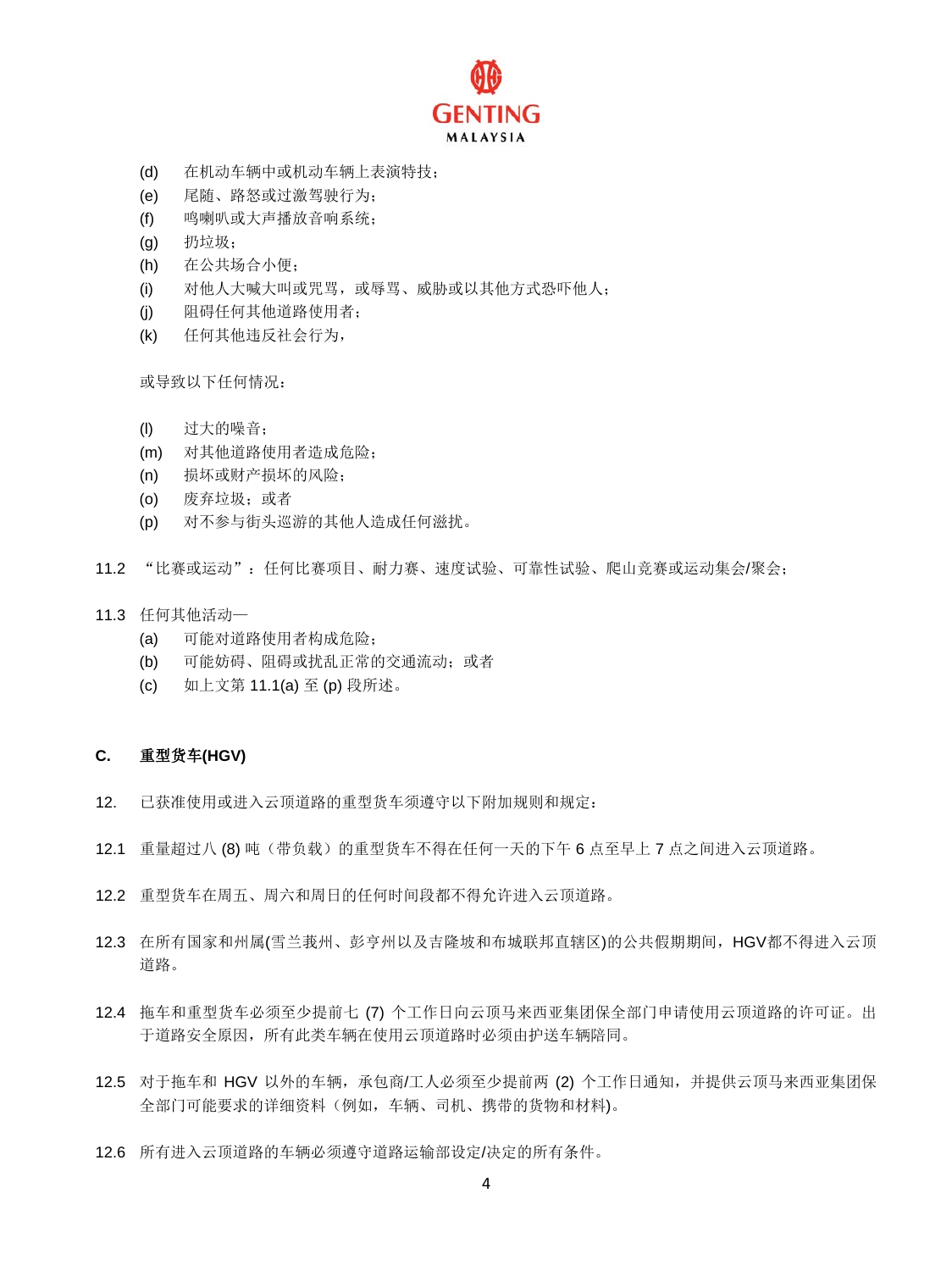(d) 在机动车辆中或机动车辆上表演特技；
(e) 尾随、路怒或过激驾驶行为；
(f) 鸣喇叭或大声播放音响系统；
(g) 扔垃圾；
(h) 在公共场合小便；
(i) 对他人大喊大叫或咒骂，或辱骂、威胁或以其他方式恐吓他人；
(j) 阻碍任何其他道路使用者；
(k) 任何其他违反社会行为，

或导致以下任何情况：

(l) 过大的噪音；
(m) 对其他道路使用者造成危险；
(n) 损坏或财产损坏的风险；
(o) 废弃垃圾；或者
(p) 对不参与街头巡游的其他人造成任何滋扰。

11.2 “比赛或运动”：任何比赛项目、耐力赛、速度试验、可靠性试验、爬山竞赛或运动集会/聚会；

11.3 任何其他活动—
(a) 可能对道路使用者构成危险；
(b) 可能妨碍、阻碍或扰乱正常的交通流动；或者
(c) 如上文第 11.1(a) 至 (p) 段所述。

## C. 重型货车(HGV)

12. 已获准使用或进入云顶道路的重型货车须遵守以下附加规则和规定：

12.1 重量超过八 (8) 吨（带负载）的重型货车不得在任何一天的下午 6 点至早上 7 点之间进入云顶道路。

12.2 重型货车在周五、周六和周日的任何时间段都不得允许进入云顶道路。

12.3 在所有国家和州属(雪兰莪州、彭亨州以及吉隆坡和布城联邦直辖区)的公共假期期间，HGV都不得进入云顶道路。

12.4 拖车和重型货车必须至少提前七 (7) 个工作日向云顶马来西亚集团保全部门申请使用云顶道路的许可证。出于道路安全原因，所有此类车辆在使用云顶道路时必须由护送车辆陪同。

12.5 对于拖车和 HGV 以外的车辆，承包商/工人必须至少提前两 (2) 个工作日通知，并提供云顶马来西亚集团保全部门可能要求的详细资料（例如，车辆、司机、携带的货物和材料)。

12.6 所有进入云顶道路的车辆必须遵守道路运输部设定/决定的所有条件。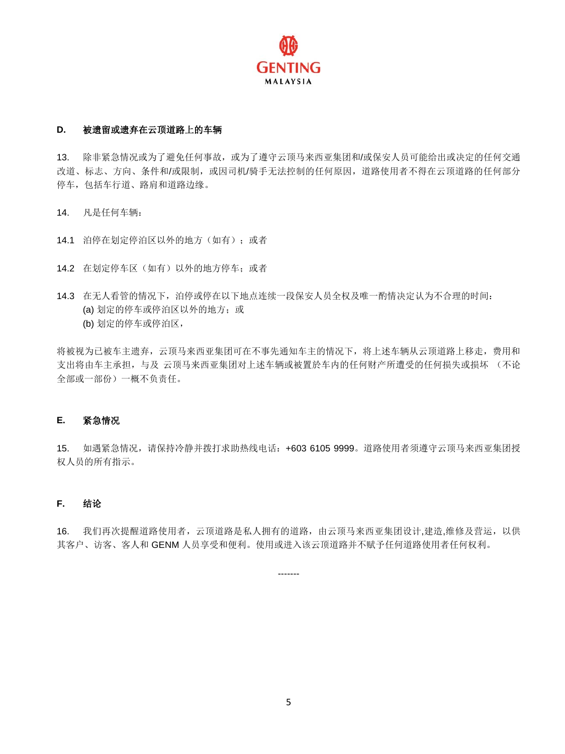**D. 被遗留或遗弃在云顶道路上的车辆**

13. 除非紧急情况或为了避免任何事故，或为了遵守云顶马来西亚集团和/或保安人员可能给出或决定的任何交通改道、标志、方向、条件和/或限制，或因司机/骑手无法控制的任何原因，道路使用者不得在云顶道路的任何部分停车，包括车行道、路肩和道路边缘。

14. 凡是任何车辆：

14.1 泊停在划定停泊区以外的地方（如有）；或者

14.2 在划定停车区（如有）以外的地方停车；或者

14.3 在无人看管的情况下，泊停或停在以下地点连续一段保安人员全权及唯一酌情决定认为不合理的时间：
(a) 划定的停车或停泊区以外的地方；或
(b) 划定的停车或停泊区，

将被视为已被车主遗弃，云顶马来西亚集团可在不事先通知车主的情况下，将上述车辆从云顶道路上移走，费用和支出将由车主承担，与及 云顶马来西亚集团对上述车辆或被置於车内的任何财产所遭受的任何损失或损坏 （不论全部或一部份）一概不负责任。

**E. 紧急情况**

15. 如遇紧急情况，请保持冷静并拨打求助热线电话：+603 6105 9999。道路使用者须遵守云顶马来西亚集团授权人员的所有指示。

**F. 结论**

16. 我们再次提醒道路使用者，云顶道路是私人拥有的道路，由云顶马来西亚集团设计,建造,维修及营运，以供其客户、访客、客人和 GENM 人员享受和便利。使用或进入该云顶道路并不赋予任何道路使用者任何权利。

-------